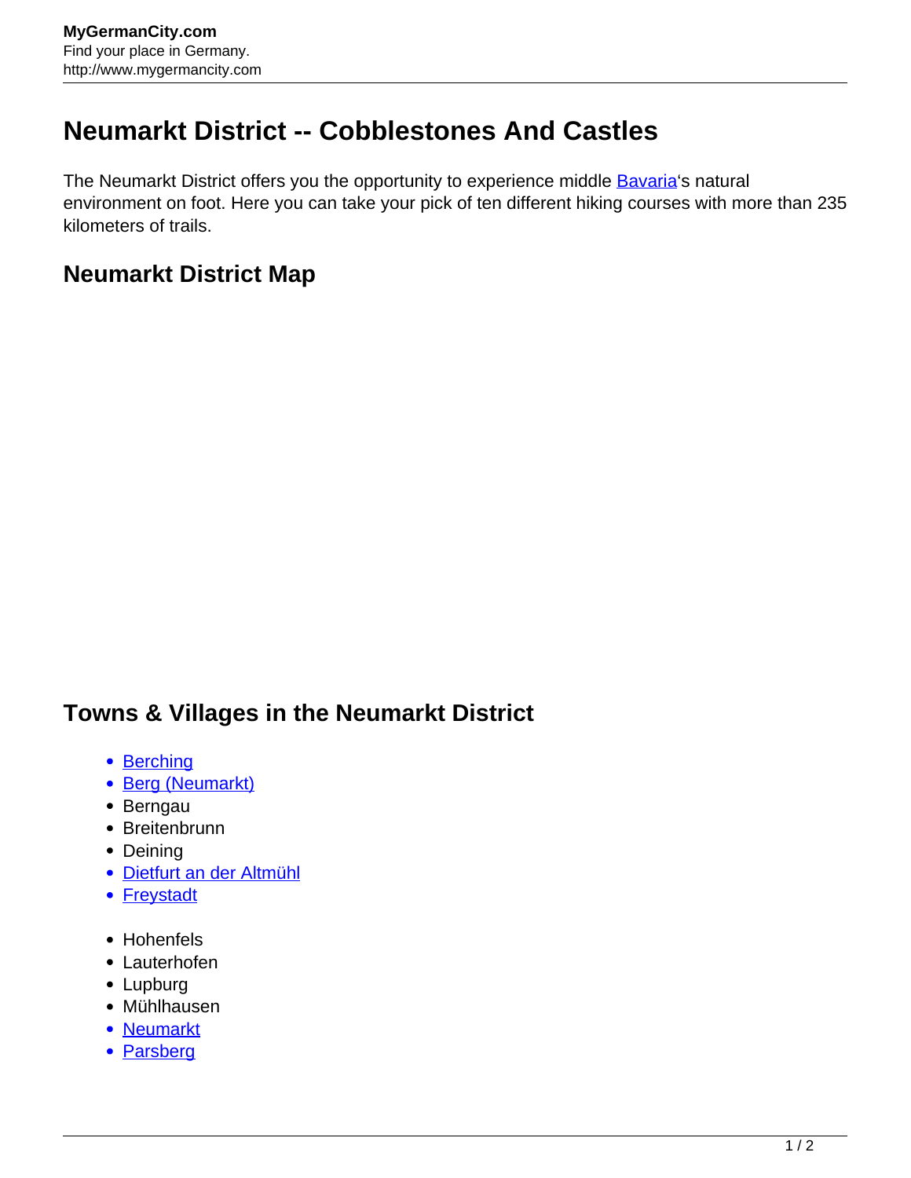# Neumarkt District -- Cobblestones And Castles

The Neumarkt District offers you the opportunity to experience middle Bavaria's natural environment on foot. Here you can take your pick of ten different hiking courses with more than 235 kilometers of trails.

## Neumarkt District Map

## Towns & Villages in the Neumarkt District

- Berching
- Berg (Neumarkt)
- Berngau
- Breitenbrunn
- Deining
- Dietfurt an der Altmühl
- Freystadt

- Hohenfels
- Lauterhofen
- Lupburg
- Mühlhausen
- Neumarkt
- Parsberg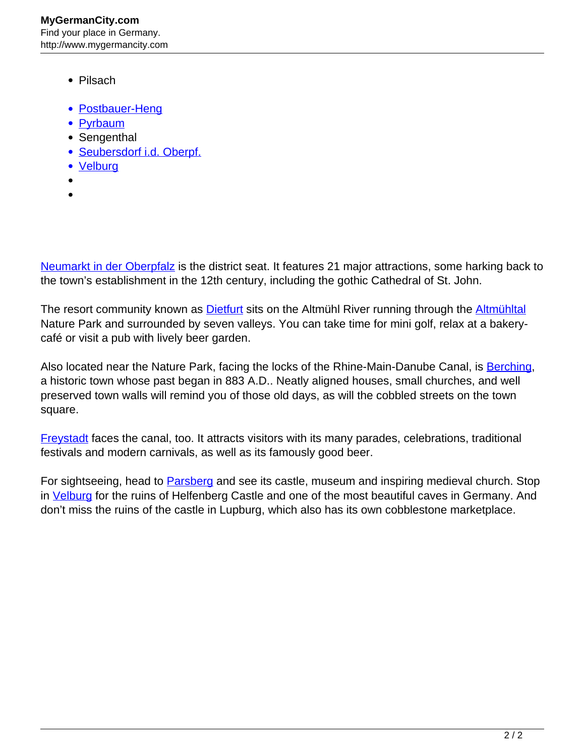- Pilsach

- Postbauer-Heng
- Pyrbaum
- Sengenthal
- Seubersdorf i.d. Oberpf.
- Velburg

Neumarkt in der Oberpfalz is the district seat. It features 21 major attractions, some harking back to the town's establishment in the 12th century, including the gothic Cathedral of St. John.

The resort community known as Dietfurt sits on the Altmühl River running through the Altmühltal Nature Park and surrounded by seven valleys. You can take time for mini golf, relax at a bakery-café or visit a pub with lively beer garden.

Also located near the Nature Park, facing the locks of the Rhine-Main-Danube Canal, is Berching, a historic town whose past began in 883 A.D.. Neatly aligned houses, small churches, and well preserved town walls will remind you of those old days, as will the cobbled streets on the town square.

Freystadt faces the canal, too. It attracts visitors with its many parades, celebrations, traditional festivals and modern carnivals, as well as its famously good beer.

For sightseeing, head to Parsberg and see its castle, museum and inspiring medieval church. Stop in Velburg for the ruins of Helfenberg Castle and one of the most beautiful caves in Germany. And don't miss the ruins of the castle in Lupburg, which also has its own cobblestone marketplace.